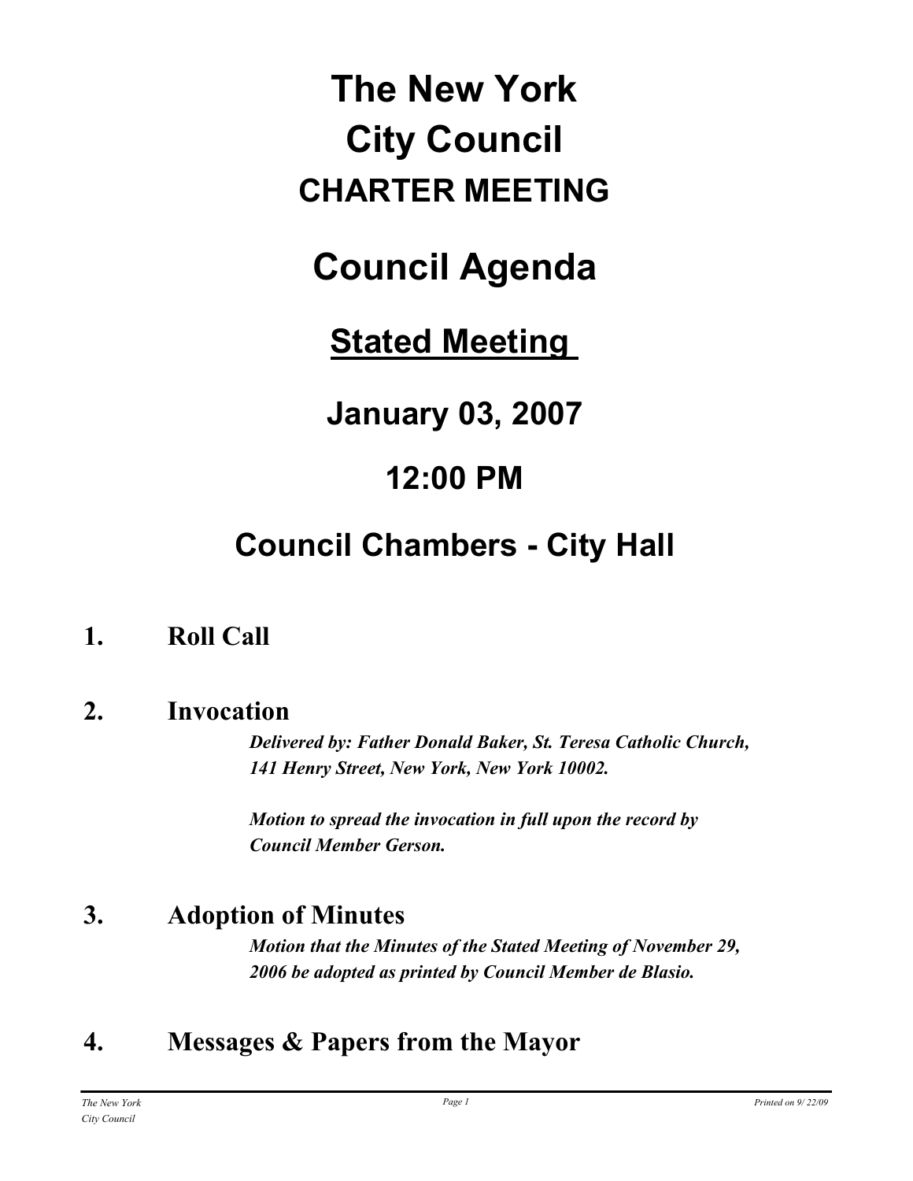# The New York City Council

## CHARTER MEETING

# Council Agenda

## Stated Meeting

## January 03, 2007

## 12:00 PM

## Council Chambers - City Hall

### 1. Roll Call

### 2. Invocation

***Delivered by: Father Donald Baker, St. Teresa Catholic Church, 141 Henry Street, New York, New York 10002.***

***Motion to spread the invocation in full upon the record by Council Member Gerson.***

### 3. Adoption of Minutes

***Motion that the Minutes of the Stated Meeting of November 29, 2006 be adopted as printed by Council Member de Blasio.***

### 4. Messages & Papers from the Mayor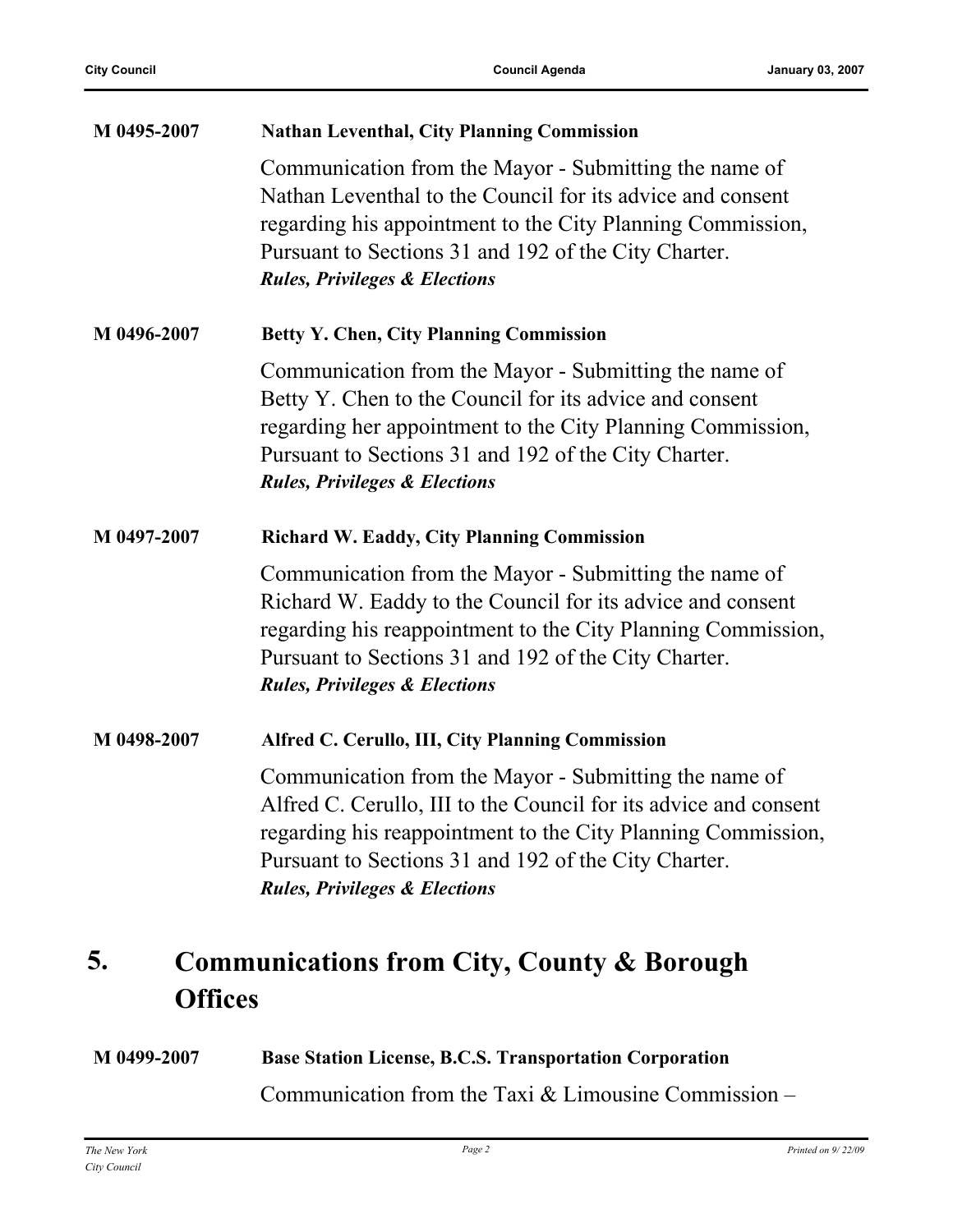**M 0495-2007** **Nathan Leventhal, City Planning Commission**

Communication from the Mayor - Submitting the name of Nathan Leventhal to the Council for its advice and consent regarding his appointment to the City Planning Commission, Pursuant to Sections 31 and 192 of the City Charter.
***Rules, Privileges & Elections***

**M 0496-2007** **Betty Y. Chen, City Planning Commission**

Communication from the Mayor - Submitting the name of Betty Y. Chen to the Council for its advice and consent regarding her appointment to the City Planning Commission, Pursuant to Sections 31 and 192 of the City Charter.
***Rules, Privileges & Elections***

**M 0497-2007** **Richard W. Eaddy, City Planning Commission**

Communication from the Mayor - Submitting the name of Richard W. Eaddy to the Council for its advice and consent regarding his reappointment to the City Planning Commission, Pursuant to Sections 31 and 192 of the City Charter.
***Rules, Privileges & Elections***

**M 0498-2007** **Alfred C. Cerullo, III, City Planning Commission**

Communication from the Mayor - Submitting the name of Alfred C. Cerullo, III to the Council for its advice and consent regarding his reappointment to the City Planning Commission, Pursuant to Sections 31 and 192 of the City Charter.
***Rules, Privileges & Elections***

# 5. Communications from City, County & Borough Offices

**M 0499-2007** **Base Station License, B.C.S. Transportation Corporation**

Communication from the Taxi & Limousine Commission –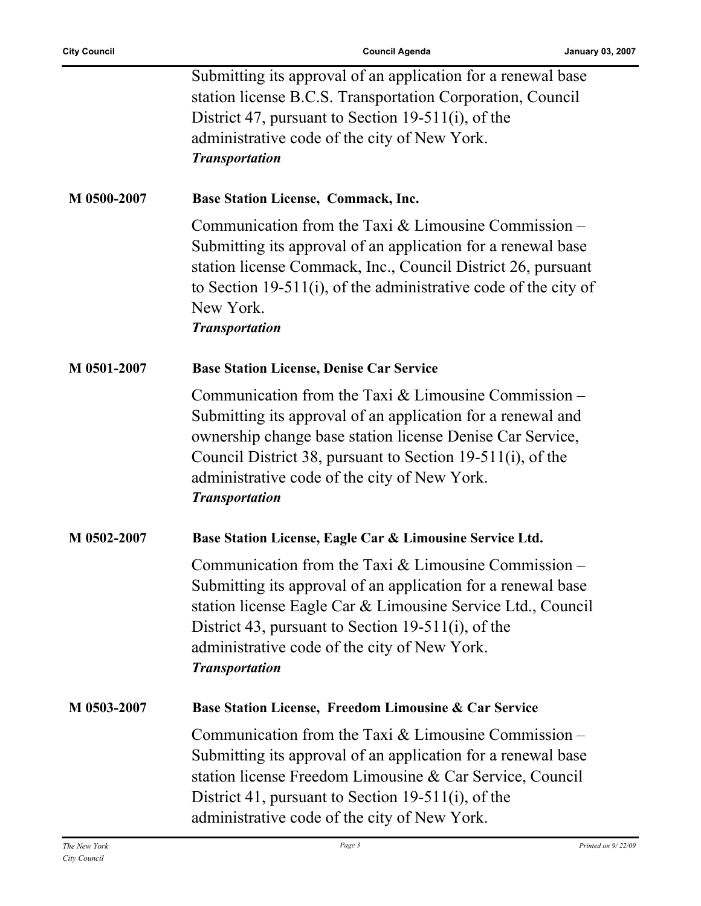Submitting its approval of an application for a renewal base station license B.C.S. Transportation Corporation, Council District 47, pursuant to Section 19-511(i), of the administrative code of the city of New York.
***Transportation***

**M 0500-2007** **Base Station License, Commack, Inc.**

Communication from the Taxi & Limousine Commission – Submitting its approval of an application for a renewal base station license Commack, Inc., Council District 26, pursuant to Section 19-511(i), of the administrative code of the city of New York.
***Transportation***

**M 0501-2007** **Base Station License, Denise Car Service**

Communication from the Taxi & Limousine Commission – Submitting its approval of an application for a renewal and ownership change base station license Denise Car Service, Council District 38, pursuant to Section 19-511(i), of the administrative code of the city of New York.
***Transportation***

**M 0502-2007** **Base Station License, Eagle Car & Limousine Service Ltd.**

Communication from the Taxi & Limousine Commission – Submitting its approval of an application for a renewal base station license Eagle Car & Limousine Service Ltd., Council District 43, pursuant to Section 19-511(i), of the administrative code of the city of New York.
***Transportation***

**M 0503-2007** **Base Station License, Freedom Limousine & Car Service**

Communication from the Taxi & Limousine Commission – Submitting its approval of an application for a renewal base station license Freedom Limousine & Car Service, Council District 41, pursuant to Section 19-511(i), of the administrative code of the city of New York.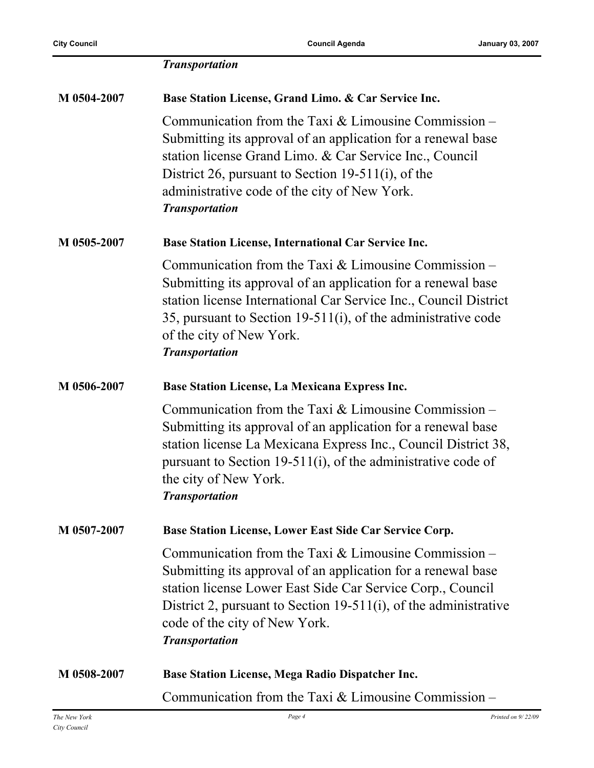***Transportation***

**M 0504-2007** **Base Station License, Grand Limo. & Car Service Inc.**

Communication from the Taxi & Limousine Commission – Submitting its approval of an application for a renewal base station license Grand Limo. & Car Service Inc., Council District 26, pursuant to Section 19-511(i), of the administrative code of the city of New York.

***Transportation***

**M 0505-2007** **Base Station License, International Car Service Inc.**

Communication from the Taxi & Limousine Commission – Submitting its approval of an application for a renewal base station license International Car Service Inc., Council District 35, pursuant to Section 19-511(i), of the administrative code of the city of New York.

***Transportation***

**M 0506-2007** **Base Station License, La Mexicana Express Inc.**

Communication from the Taxi & Limousine Commission – Submitting its approval of an application for a renewal base station license La Mexicana Express Inc., Council District 38, pursuant to Section 19-511(i), of the administrative code of the city of New York.

***Transportation***

**M 0507-2007** **Base Station License, Lower East Side Car Service Corp.**

Communication from the Taxi & Limousine Commission – Submitting its approval of an application for a renewal base station license Lower East Side Car Service Corp., Council District 2, pursuant to Section 19-511(i), of the administrative code of the city of New York.

***Transportation***

**M 0508-2007** **Base Station License, Mega Radio Dispatcher Inc.**

Communication from the Taxi & Limousine Commission –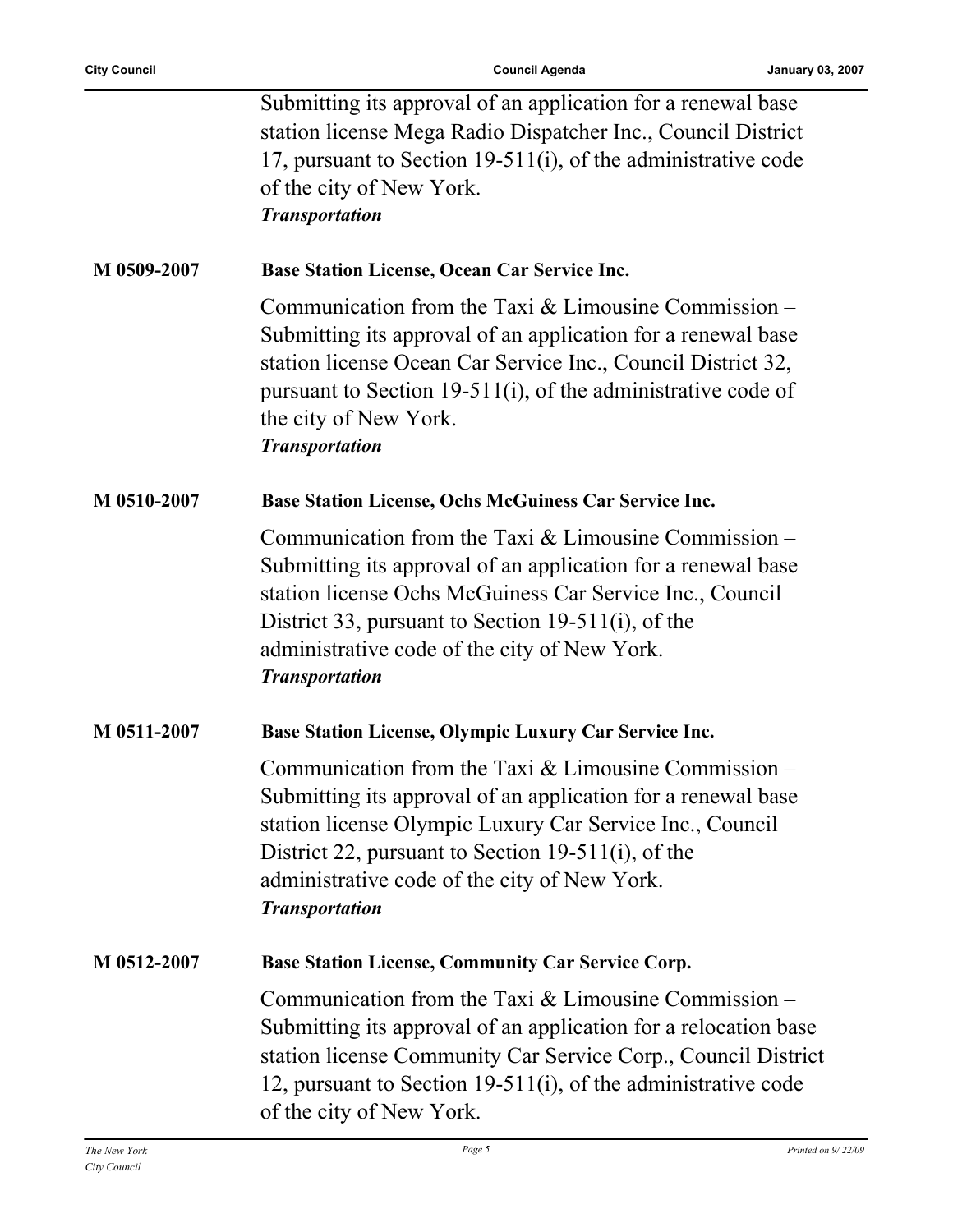Submitting its approval of an application for a renewal base station license Mega Radio Dispatcher Inc., Council District 17, pursuant to Section 19-511(i), of the administrative code of the city of New York.
***Transportation***

**M 0509-2007** **Base Station License, Ocean Car Service Inc.**

Communication from the Taxi & Limousine Commission – Submitting its approval of an application for a renewal base station license Ocean Car Service Inc., Council District 32, pursuant to Section 19-511(i), of the administrative code of the city of New York.
***Transportation***

**M 0510-2007** **Base Station License, Ochs McGuiness Car Service Inc.**

Communication from the Taxi & Limousine Commission – Submitting its approval of an application for a renewal base station license Ochs McGuiness Car Service Inc., Council District 33, pursuant to Section 19-511(i), of the administrative code of the city of New York.
***Transportation***

**M 0511-2007** **Base Station License, Olympic Luxury Car Service Inc.**

Communication from the Taxi & Limousine Commission – Submitting its approval of an application for a renewal base station license Olympic Luxury Car Service Inc., Council District 22, pursuant to Section 19-511(i), of the administrative code of the city of New York.
***Transportation***

**M 0512-2007** **Base Station License, Community Car Service Corp.**

Communication from the Taxi & Limousine Commission – Submitting its approval of an application for a relocation base station license Community Car Service Corp., Council District 12, pursuant to Section 19-511(i), of the administrative code of the city of New York.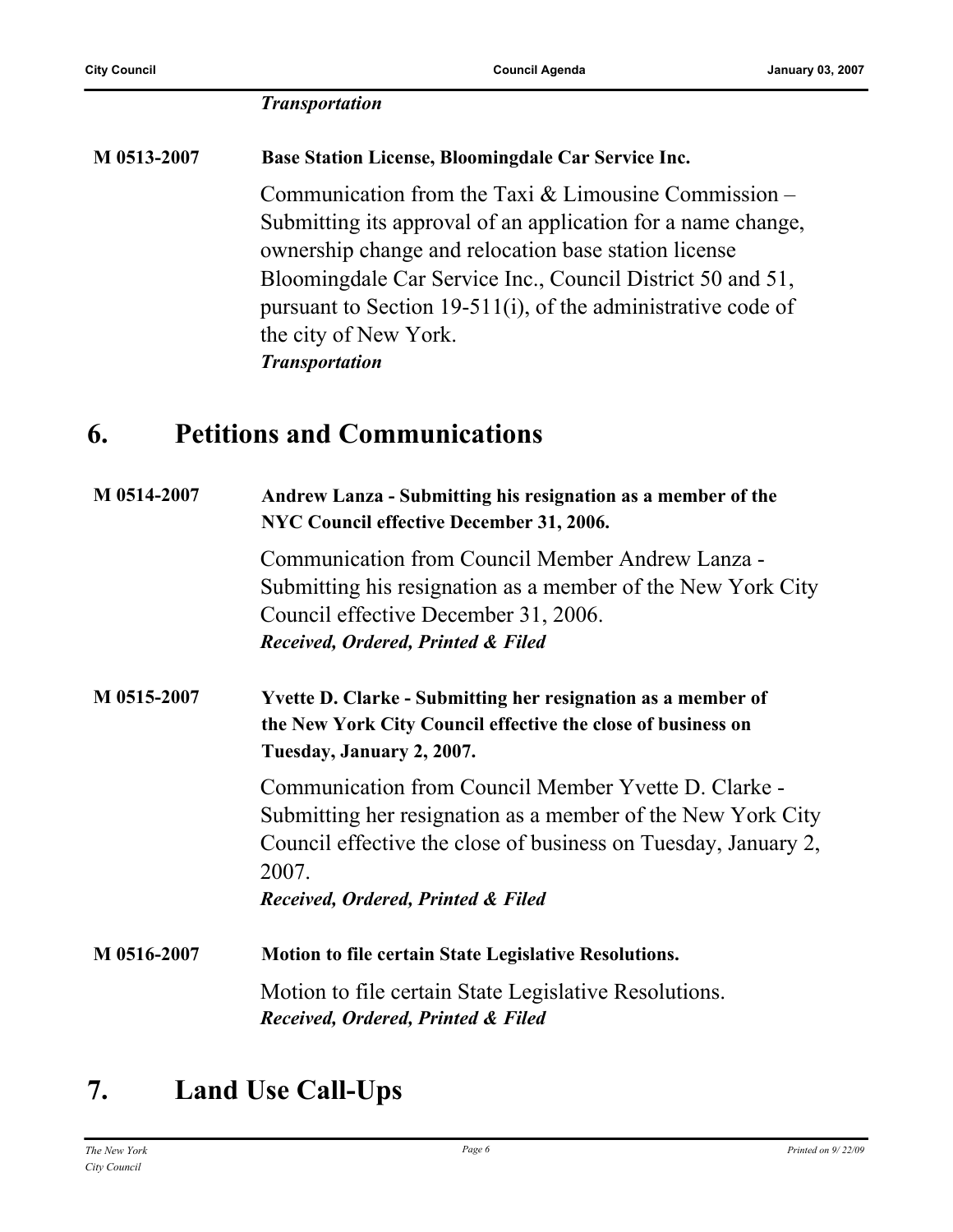*Transportation*

**M 0513-2007** **Base Station License, Bloomingdale Car Service Inc.**

Communication from the Taxi & Limousine Commission – Submitting its approval of an application for a name change, ownership change and relocation base station license Bloomingdale Car Service Inc., Council District 50 and 51, pursuant to Section 19-511(i), of the administrative code of the city of New York.
*Transportation*

## 6. Petitions and Communications

**M 0514-2007** **Andrew Lanza - Submitting his resignation as a member of the NYC Council effective December 31, 2006.**

Communication from Council Member Andrew Lanza - Submitting his resignation as a member of the New York City Council effective December 31, 2006.
***Received, Ordered, Printed & Filed***

**M 0515-2007** **Yvette D. Clarke - Submitting her resignation as a member of the New York City Council effective the close of business on Tuesday, January 2, 2007.**

Communication from Council Member Yvette D. Clarke - Submitting her resignation as a member of the New York City Council effective the close of business on Tuesday, January 2, 2007.
***Received, Ordered, Printed & Filed***

**M 0516-2007** **Motion to file certain State Legislative Resolutions.**

Motion to file certain State Legislative Resolutions.
***Received, Ordered, Printed & Filed***

## 7. Land Use Call-Ups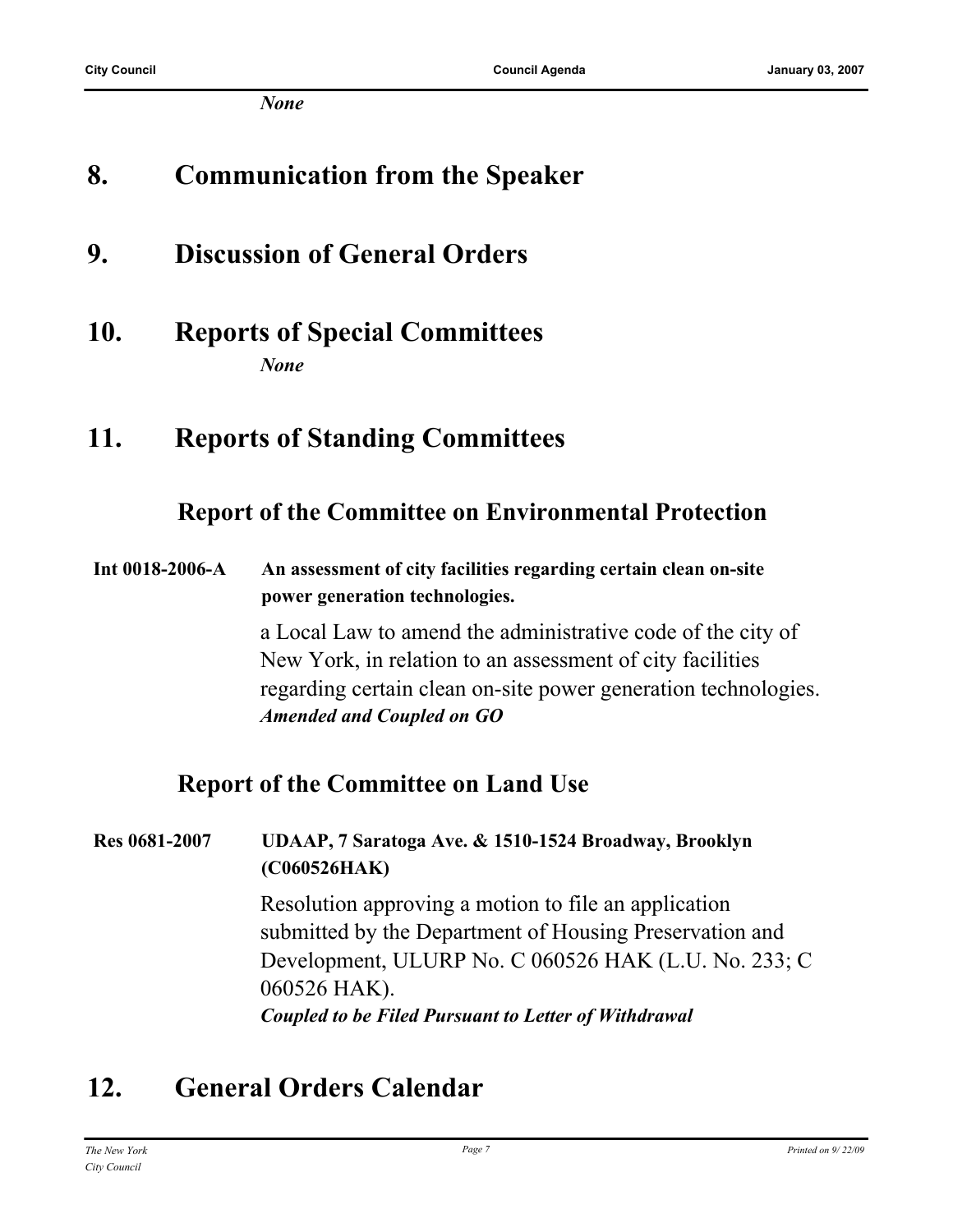*None*

# 8. Communication from the Speaker

# 9. Discussion of General Orders

# 10. Reports of Special Committees

*None*

# 11. Reports of Standing Committees

## Report of the Committee on Environmental Protection

**Int 0018-2006-A** **An assessment of city facilities regarding certain clean on-site power generation technologies.**

a Local Law to amend the administrative code of the city of New York, in relation to an assessment of city facilities regarding certain clean on-site power generation technologies.

***Amended and Coupled on GO***

## Report of the Committee on Land Use

**Res 0681-2007** **UDAAP, 7 Saratoga Ave. & 1510-1524 Broadway, Brooklyn (C060526HAK)**

Resolution approving a motion to file an application submitted by the Department of Housing Preservation and Development, ULURP No. C 060526 HAK (L.U. No. 233; C 060526 HAK).

***Coupled to be Filed Pursuant to Letter of Withdrawal***

# 12. General Orders Calendar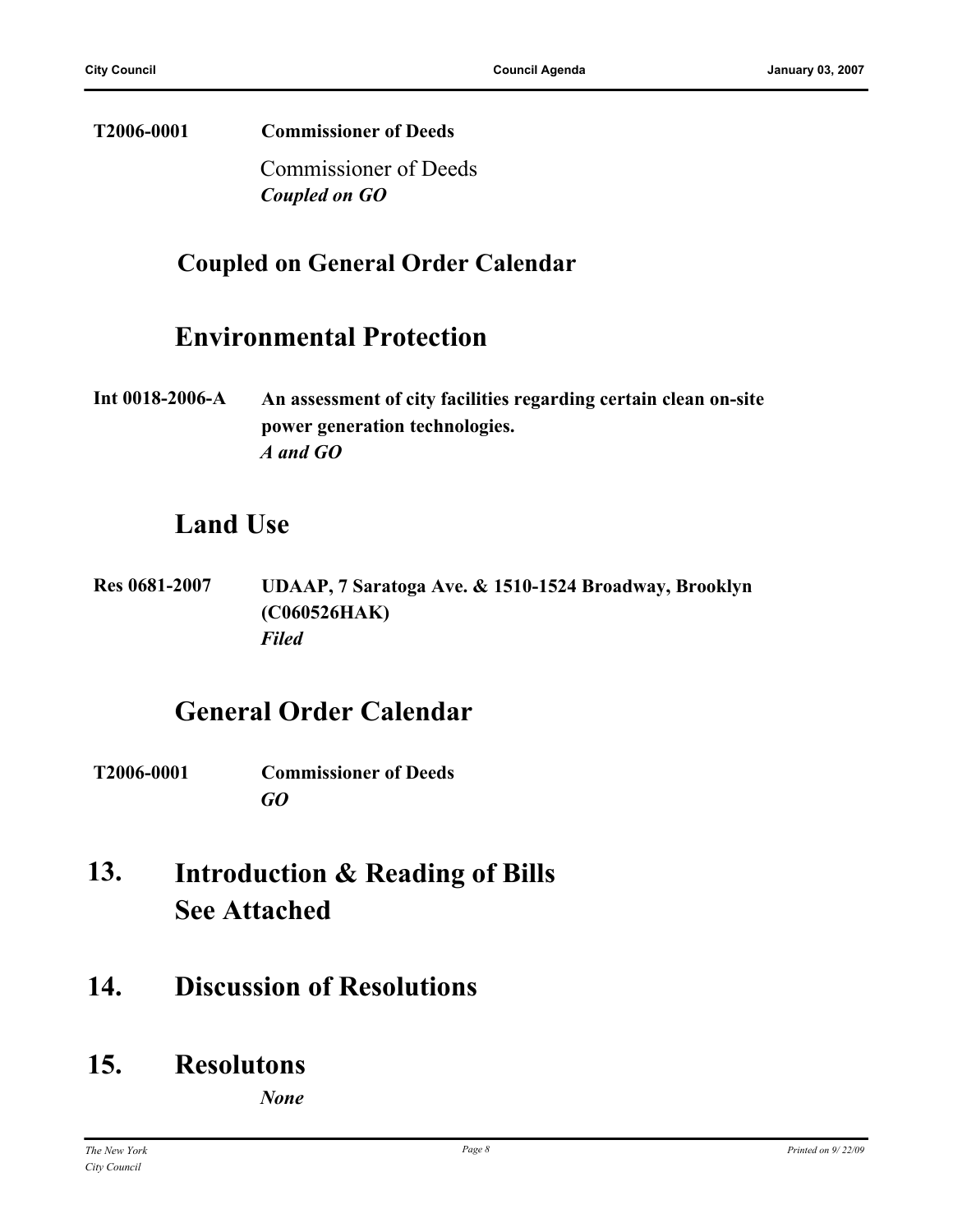**T2006-0001** **Commissioner of Deeds**

Commissioner of Deeds
***Coupled on GO***

## Coupled on General Order Calendar

## Environmental Protection

**Int 0018-2006-A** **An assessment of city facilities regarding certain clean on-site power generation technologies.**
***A and GO***

## Land Use

**Res 0681-2007** **UDAAP, 7 Saratoga Ave. & 1510-1524 Broadway, Brooklyn (C060526HAK)**
***Filed***

## General Order Calendar

**T2006-0001** **Commissioner of Deeds**
***GO***

# 13. Introduction & Reading of Bills See Attached

# 14. Discussion of Resolutions

# 15. Resolutons

***None***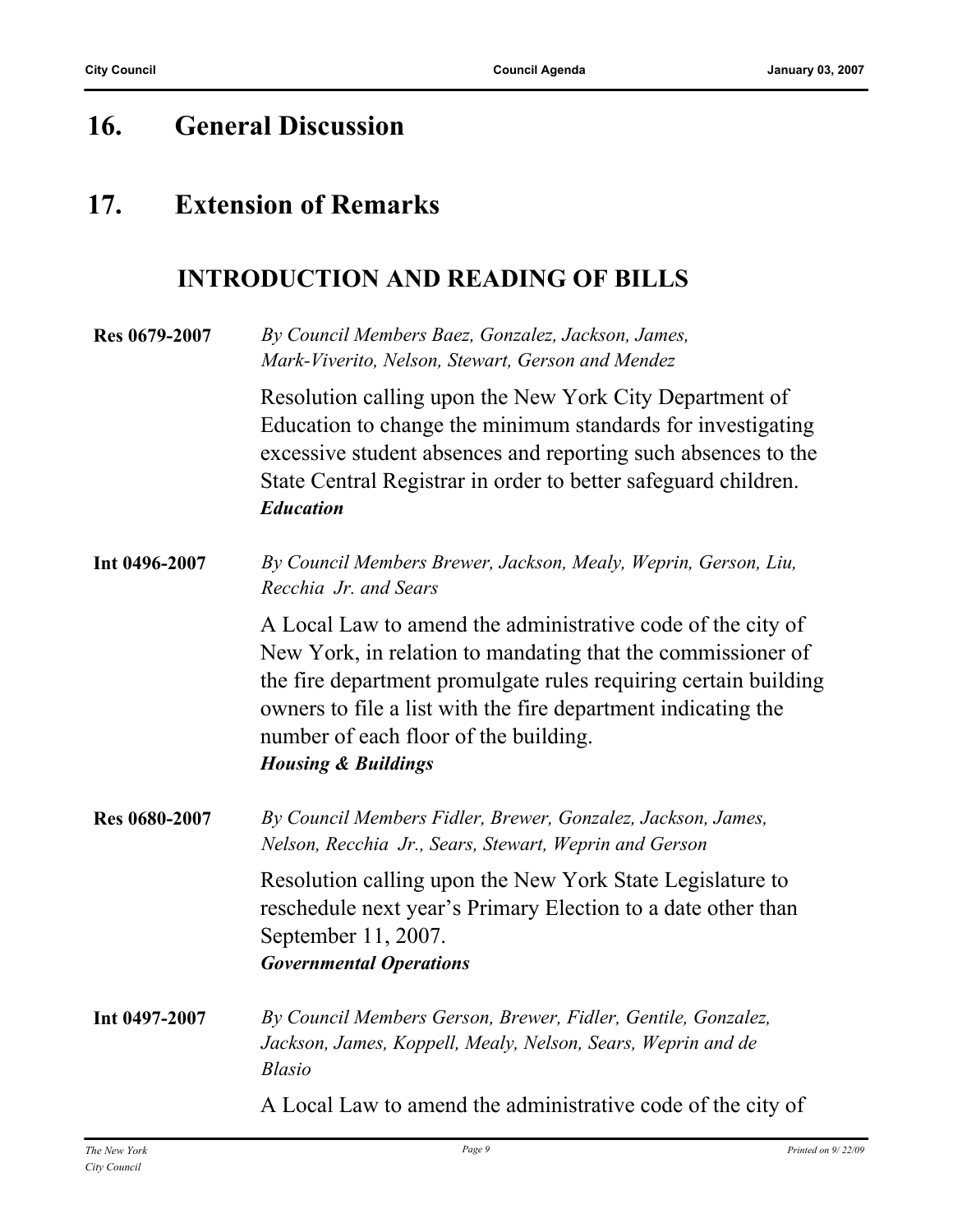# 16. General Discussion

# 17. Extension of Remarks

## INTRODUCTION AND READING OF BILLS

**Res 0679-2007** *By Council Members Baez, Gonzalez, Jackson, James, Mark-Viverito, Nelson, Stewart, Gerson and Mendez*

Resolution calling upon the New York City Department of Education to change the minimum standards for investigating excessive student absences and reporting such absences to the State Central Registrar in order to better safeguard children.
***Education***

**Int 0496-2007** *By Council Members Brewer, Jackson, Mealy, Weprin, Gerson, Liu, Recchia Jr. and Sears*

A Local Law to amend the administrative code of the city of New York, in relation to mandating that the commissioner of the fire department promulgate rules requiring certain building owners to file a list with the fire department indicating the number of each floor of the building.
***Housing & Buildings***

**Res 0680-2007** *By Council Members Fidler, Brewer, Gonzalez, Jackson, James, Nelson, Recchia Jr., Sears, Stewart, Weprin and Gerson*

Resolution calling upon the New York State Legislature to reschedule next year's Primary Election to a date other than September 11, 2007.
***Governmental Operations***

**Int 0497-2007** *By Council Members Gerson, Brewer, Fidler, Gentile, Gonzalez, Jackson, James, Koppell, Mealy, Nelson, Sears, Weprin and de Blasio*

A Local Law to amend the administrative code of the city of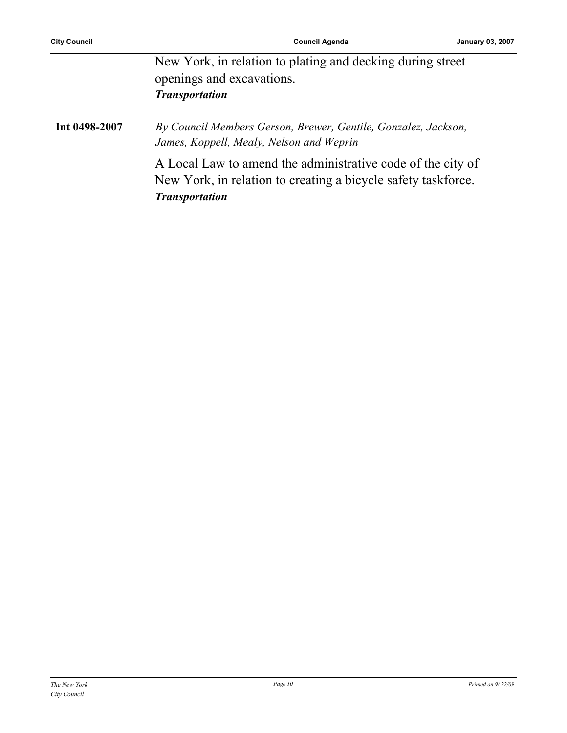New York, in relation to plating and decking during street openings and excavations.
***Transportation***

**Int 0498-2007**

*By Council Members Gerson, Brewer, Gentile, Gonzalez, Jackson, James, Koppell, Mealy, Nelson and Weprin*

A Local Law to amend the administrative code of the city of New York, in relation to creating a bicycle safety taskforce.
***Transportation***